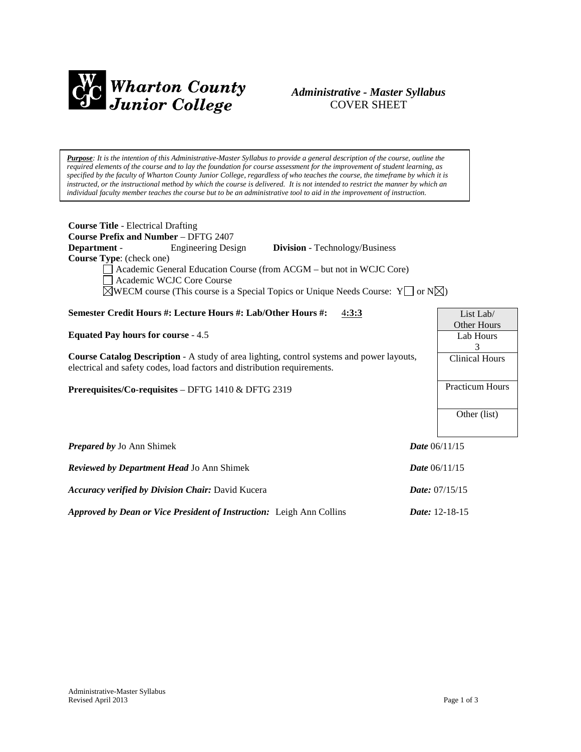**Wharton County Junior College**

*Administrative - Master Syllabus*
COVER SHEET

***Purpose**: It is the intention of this Administrative-Master Syllabus to provide a general description of the course, outline the required elements of the course and to lay the foundation for course assessment for the improvement of student learning, as specified by the faculty of Wharton County Junior College, regardless of who teaches the course, the timeframe by which it is instructed, or the instructional method by which the course is delivered. It is not intended to restrict the manner by which an individual faculty member teaches the course but to be an administrative tool to aid in the improvement of instruction.*

**Course Title** - Electrical Drafting
**Course Prefix and Number** – DFTG 2407
**Department** - Engineering Design **Division** - Technology/Business
**Course Type**: (check one)

- ☐ Academic General Education Course (from ACGM – but not in WCJC Core)
- ☐ Academic WCJC Core Course
- ☒ WECM course (This course is a Special Topics or Unique Needs Course: Y☐ or N☒)

**Semester Credit Hours #: Lecture Hours #: Lab/Other Hours #:** 4**:3:3**

**Equated Pay hours for course** - 4.5

**Course Catalog Description** - A study of area lighting, control systems and power layouts, electrical and safety codes, load factors and distribution requirements.

**Prerequisites/Co-requisites** – DFTG 1410 & DFTG 2319

| List Lab/ Other Hours |
|---|
| Lab Hours 3 |
| Clinical Hours |
| Practicum Hours |
| Other (list) |

***Prepared by*** Jo Ann Shimek ***Date*** 06/11/15

***Reviewed by Department Head*** Jo Ann Shimek ***Date*** 06/11/15

***Accuracy verified by Division Chair:*** David Kucera ***Date:*** 07/15/15

***Approved by Dean or Vice President of Instruction:*** Leigh Ann Collins ***Date:*** 12-18-15

Administrative-Master Syllabus
Revised April 2013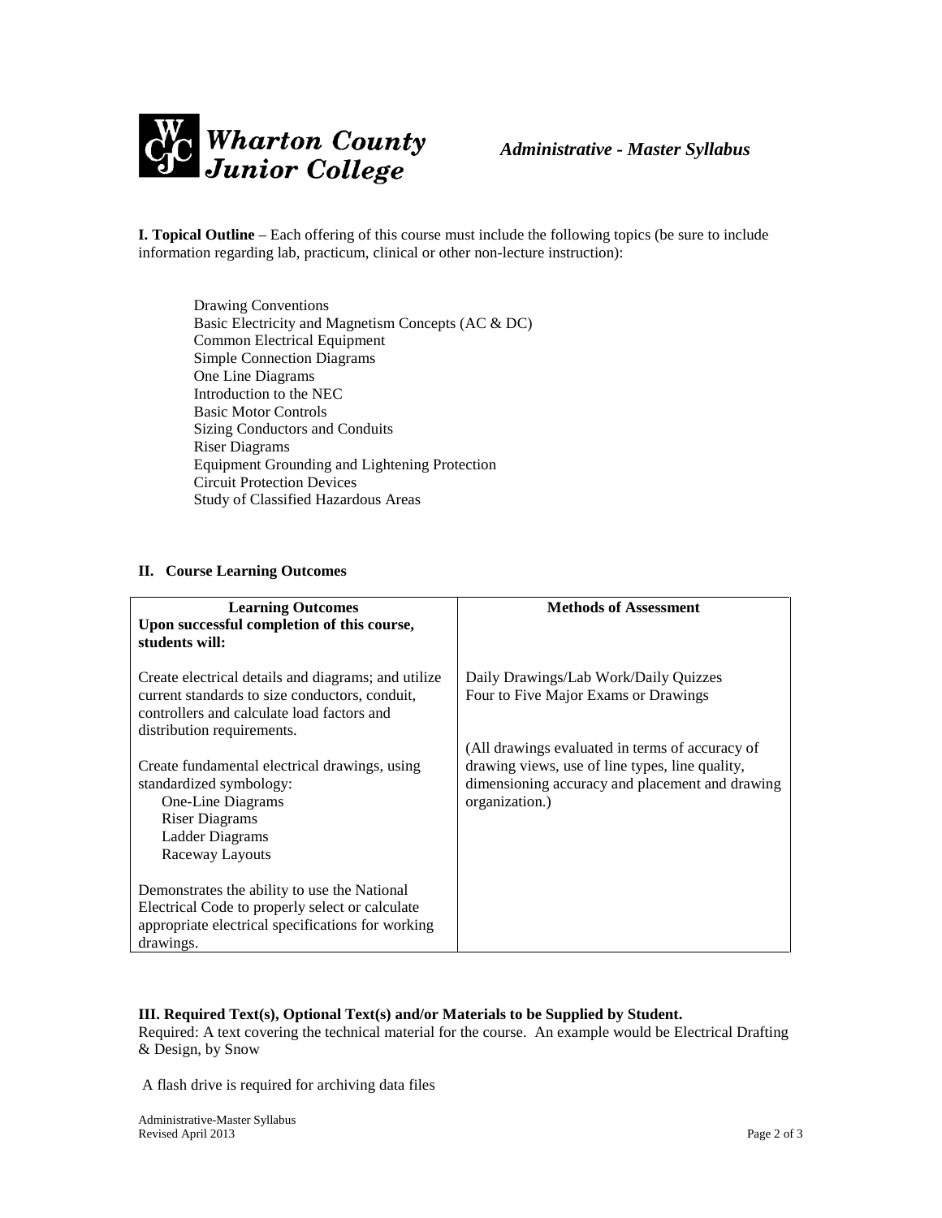**Wharton County Junior College** *Administrative - Master Syllabus*

**I. Topical Outline** – Each offering of this course must include the following topics (be sure to include information regarding lab, practicum, clinical or other non-lecture instruction):

- Drawing Conventions
- Basic Electricity and Magnetism Concepts (AC & DC)
- Common Electrical Equipment
- Simple Connection Diagrams
- One Line Diagrams
- Introduction to the NEC
- Basic Motor Controls
- Sizing Conductors and Conduits
- Riser Diagrams
- Equipment Grounding and Lightening Protection
- Circuit Protection Devices
- Study of Classified Hazardous Areas

**II. Course Learning Outcomes**

| **Learning Outcomes**<br>**Upon successful completion of this course, students will:** | **Methods of Assessment** |
|---|---|
| Create electrical details and diagrams; and utilize current standards to size conductors, conduit, controllers and calculate load factors and distribution requirements.<br><br>Create fundamental electrical drawings, using standardized symbology:<br>One-Line Diagrams<br>Riser Diagrams<br>Ladder Diagrams<br>Raceway Layouts<br><br>Demonstrates the ability to use the National Electrical Code to properly select or calculate appropriate electrical specifications for working drawings. | Daily Drawings/Lab Work/Daily Quizzes<br>Four to Five Major Exams or Drawings<br><br>(All drawings evaluated in terms of accuracy of drawing views, use of line types, line quality, dimensioning accuracy and placement and drawing organization.) |

**III. Required Text(s), Optional Text(s) and/or Materials to be Supplied by Student.**

Required: A text covering the technical material for the course. An example would be Electrical Drafting & Design, by Snow

A flash drive is required for archiving data files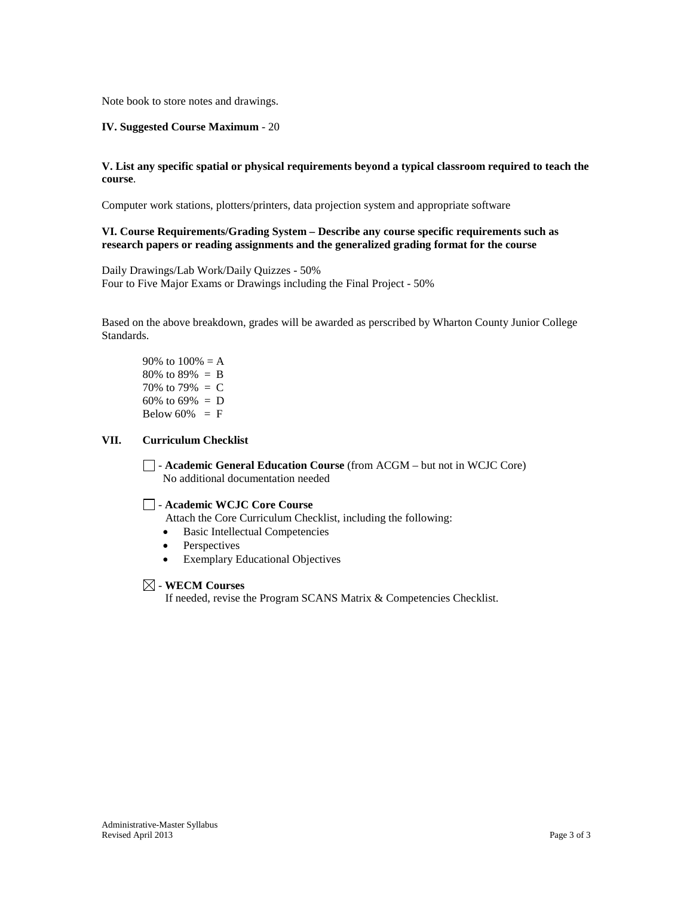Note book to store notes and drawings.

**IV. Suggested Course Maximum** - 20

**V. List any specific spatial or physical requirements beyond a typical classroom required to teach the course**.

Computer work stations, plotters/printers, data projection system and appropriate software

**VI. Course Requirements/Grading System – Describe any course specific requirements such as research papers or reading assignments and the generalized grading format for the course**

Daily Drawings/Lab Work/Daily Quizzes - 50%
Four to Five Major Exams or Drawings including the Final Project - 50%

Based on the above breakdown, grades will be awarded as perscribed by Wharton County Junior College Standards.

90% to 100% = A
80% to 89% = B
70% to 79% = C
60% to 69% = D
Below 60% = F

**VII. Curriculum Checklist**

☐ - **Academic General Education Course** (from ACGM – but not in WCJC Core)
No additional documentation needed

☐ - **Academic WCJC Core Course**
Attach the Core Curriculum Checklist, including the following:

- Basic Intellectual Competencies
- Perspectives
- Exemplary Educational Objectives

☒ - **WECM Courses**
If needed, revise the Program SCANS Matrix & Competencies Checklist.